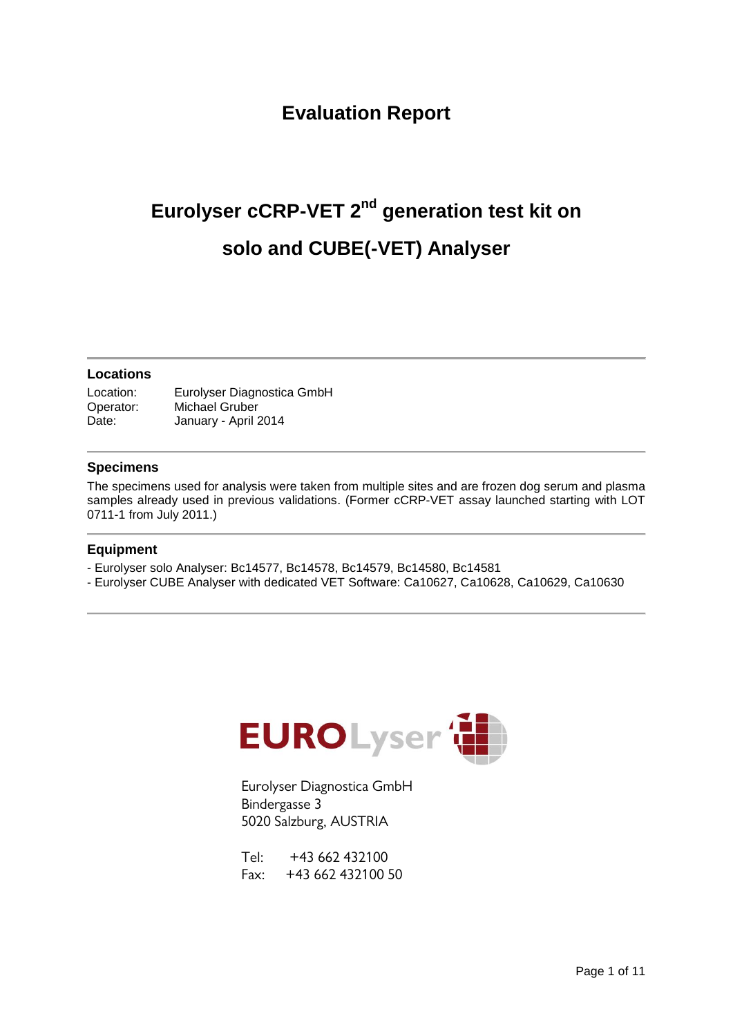# Evaluation Report

# Eurolyser cCRP-VET 2nd generation test kit on solo and CUBE(-VET) Analyser

### Locations

Location: Eurolyser Diagnostica GmbH
Operator: Michael Gruber
Date: January - April 2014

### Specimens

The specimens used for analysis were taken from multiple sites and are frozen dog serum and plasma samples already used in previous validations. (Former cCRP-VET assay launched starting with LOT 0711-1 from July 2011.)

### Equipment

- Eurolyser solo Analyser: Bc14577, Bc14578, Bc14579, Bc14580, Bc14581
- Eurolyser CUBE Analyser with dedicated VET Software: Ca10627, Ca10628, Ca10629, Ca10630

EUROLyser

Eurolyser Diagnostica GmbH
Bindergasse 3
5020 Salzburg, AUSTRIA

Tel: +43 662 432100
Fax: +43 662 432100 50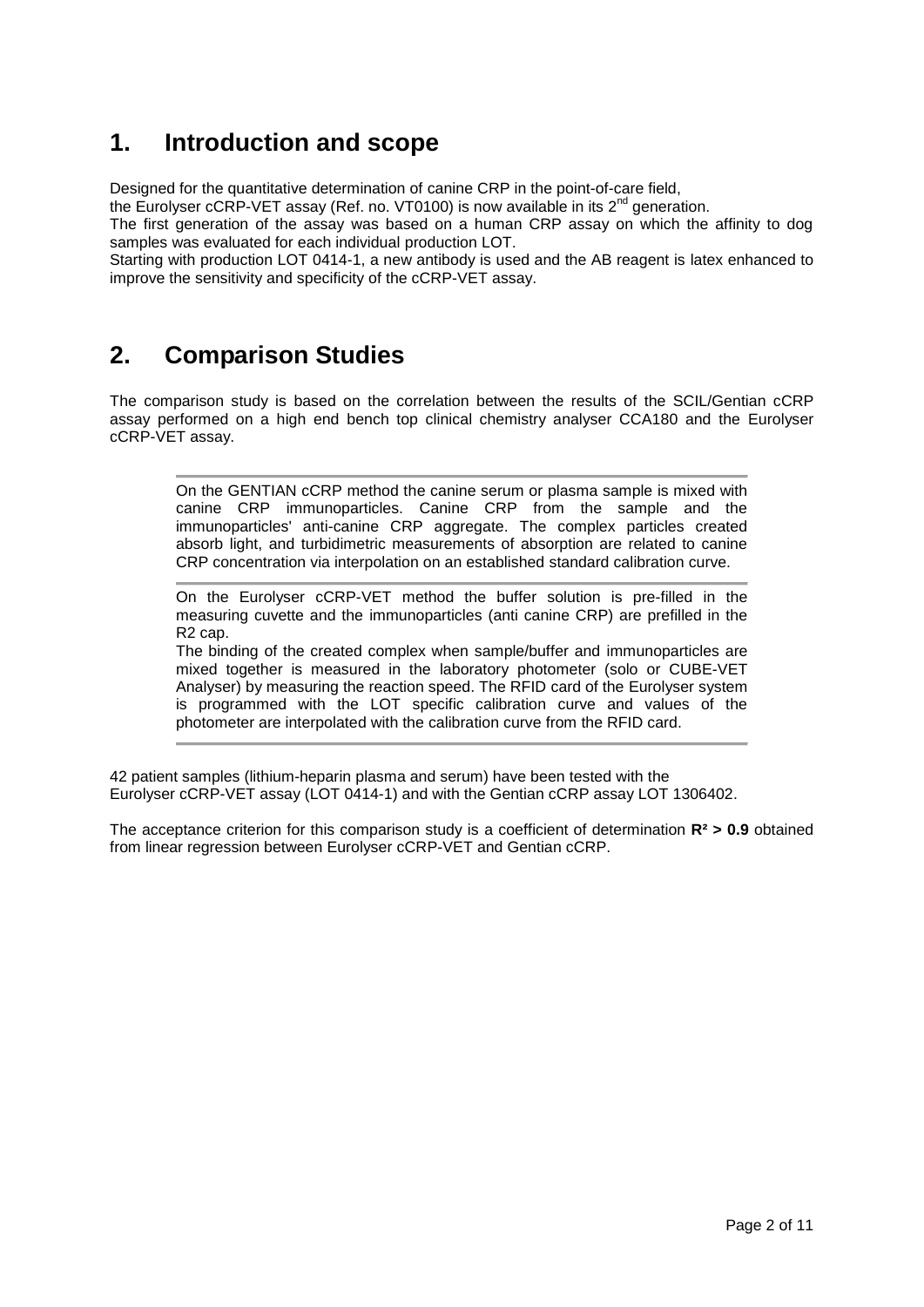# 1. Introduction and scope

Designed for the quantitative determination of canine CRP in the point-of-care field, the Eurolyser cCRP-VET assay (Ref. no. VT0100) is now available in its 2nd generation.

The first generation of the assay was based on a human CRP assay on which the affinity to dog samples was evaluated for each individual production LOT.

Starting with production LOT 0414-1, a new antibody is used and the AB reagent is latex enhanced to improve the sensitivity and specificity of the cCRP-VET assay.

# 2. Comparison Studies

The comparison study is based on the correlation between the results of the SCIL/Gentian cCRP assay performed on a high end bench top clinical chemistry analyser CCA180 and the Eurolyser cCRP-VET assay.

> On the GENTIAN cCRP method the canine serum or plasma sample is mixed with canine CRP immunoparticles. Canine CRP from the sample and the immunoparticles' anti-canine CRP aggregate. The complex particles created absorb light, and turbidimetric measurements of absorption are related to canine CRP concentration via interpolation on an established standard calibration curve.

> On the Eurolyser cCRP-VET method the buffer solution is pre-filled in the measuring cuvette and the immunoparticles (anti canine CRP) are prefilled in the R2 cap.
> The binding of the created complex when sample/buffer and immunoparticles are mixed together is measured in the laboratory photometer (solo or CUBE-VET Analyser) by measuring the reaction speed. The RFID card of the Eurolyser system is programmed with the LOT specific calibration curve and values of the photometer are interpolated with the calibration curve from the RFID card.

42 patient samples (lithium-heparin plasma and serum) have been tested with the Eurolyser cCRP-VET assay (LOT 0414-1) and with the Gentian cCRP assay LOT 1306402.

The acceptance criterion for this comparison study is a coefficient of determination **$R^2 > 0.9$** obtained from linear regression between Eurolyser cCRP-VET and Gentian cCRP.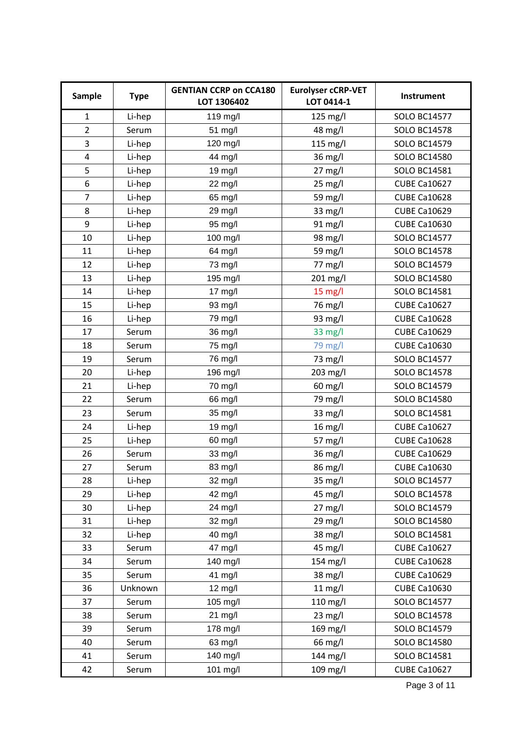| Sample | Type | GENTIAN CCRP on CCA180 LOT 1306402 | Eurolyser cCRP-VET LOT 0414-1 | Instrument |
|---|---|---|---|---|
| 1 | Li-hep | 119 mg/l | 125 mg/l | SOLO BC14577 |
| 2 | Serum | 51 mg/l | 48 mg/l | SOLO BC14578 |
| 3 | Li-hep | 120 mg/l | 115 mg/l | SOLO BC14579 |
| 4 | Li-hep | 44 mg/l | 36 mg/l | SOLO BC14580 |
| 5 | Li-hep | 19 mg/l | 27 mg/l | SOLO BC14581 |
| 6 | Li-hep | 22 mg/l | 25 mg/l | CUBE Ca10627 |
| 7 | Li-hep | 65 mg/l | 59 mg/l | CUBE Ca10628 |
| 8 | Li-hep | 29 mg/l | 33 mg/l | CUBE Ca10629 |
| 9 | Li-hep | 95 mg/l | 91 mg/l | CUBE Ca10630 |
| 10 | Li-hep | 100 mg/l | 98 mg/l | SOLO BC14577 |
| 11 | Li-hep | 64 mg/l | 59 mg/l | SOLO BC14578 |
| 12 | Li-hep | 73 mg/l | 77 mg/l | SOLO BC14579 |
| 13 | Li-hep | 195 mg/l | 201 mg/l | SOLO BC14580 |
| 14 | Li-hep | 17 mg/l | 15 mg/l | SOLO BC14581 |
| 15 | Li-hep | 93 mg/l | 76 mg/l | CUBE Ca10627 |
| 16 | Li-hep | 79 mg/l | 93 mg/l | CUBE Ca10628 |
| 17 | Serum | 36 mg/l | 33 mg/l | CUBE Ca10629 |
| 18 | Serum | 75 mg/l | 79 mg/l | CUBE Ca10630 |
| 19 | Serum | 76 mg/l | 73 mg/l | SOLO BC14577 |
| 20 | Li-hep | 196 mg/l | 203 mg/l | SOLO BC14578 |
| 21 | Li-hep | 70 mg/l | 60 mg/l | SOLO BC14579 |
| 22 | Serum | 66 mg/l | 79 mg/l | SOLO BC14580 |
| 23 | Serum | 35 mg/l | 33 mg/l | SOLO BC14581 |
| 24 | Li-hep | 19 mg/l | 16 mg/l | CUBE Ca10627 |
| 25 | Li-hep | 60 mg/l | 57 mg/l | CUBE Ca10628 |
| 26 | Serum | 33 mg/l | 36 mg/l | CUBE Ca10629 |
| 27 | Serum | 83 mg/l | 86 mg/l | CUBE Ca10630 |
| 28 | Li-hep | 32 mg/l | 35 mg/l | SOLO BC14577 |
| 29 | Li-hep | 42 mg/l | 45 mg/l | SOLO BC14578 |
| 30 | Li-hep | 24 mg/l | 27 mg/l | SOLO BC14579 |
| 31 | Li-hep | 32 mg/l | 29 mg/l | SOLO BC14580 |
| 32 | Li-hep | 40 mg/l | 38 mg/l | SOLO BC14581 |
| 33 | Serum | 47 mg/l | 45 mg/l | CUBE Ca10627 |
| 34 | Serum | 140 mg/l | 154 mg/l | CUBE Ca10628 |
| 35 | Serum | 41 mg/l | 38 mg/l | CUBE Ca10629 |
| 36 | Unknown | 12 mg/l | 11 mg/l | CUBE Ca10630 |
| 37 | Serum | 105 mg/l | 110 mg/l | SOLO BC14577 |
| 38 | Serum | 21 mg/l | 23 mg/l | SOLO BC14578 |
| 39 | Serum | 178 mg/l | 169 mg/l | SOLO BC14579 |
| 40 | Serum | 63 mg/l | 66 mg/l | SOLO BC14580 |
| 41 | Serum | 140 mg/l | 144 mg/l | SOLO BC14581 |
| 42 | Serum | 101 mg/l | 109 mg/l | CUBE Ca10627 |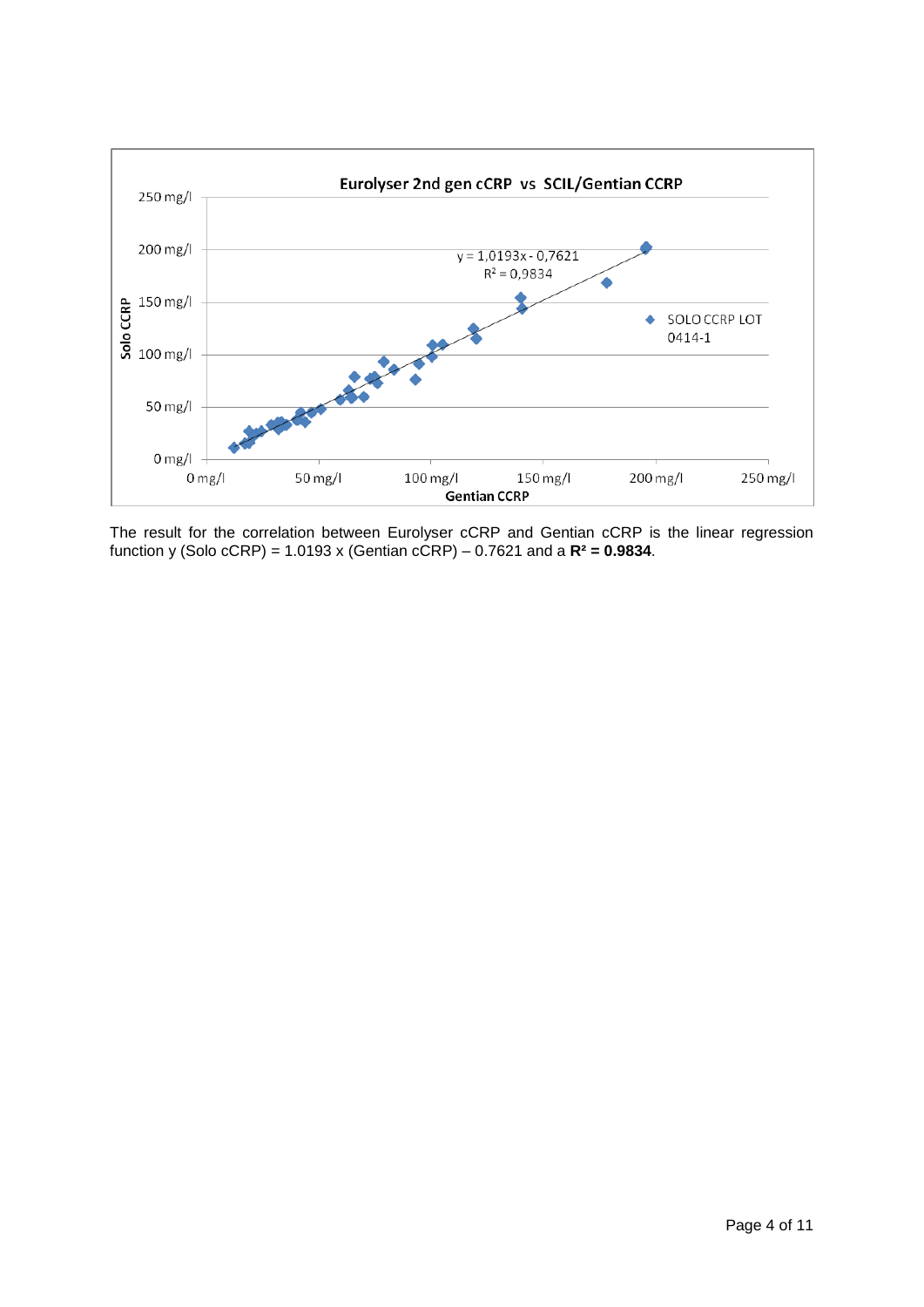The result for the correlation between Eurolyser cCRP and Gentian cCRP is the linear regression function y (Solo cCRP) = 1.0193 x (Gentian cCRP) – 0.7621 and a **$R^2$ = 0.9834**.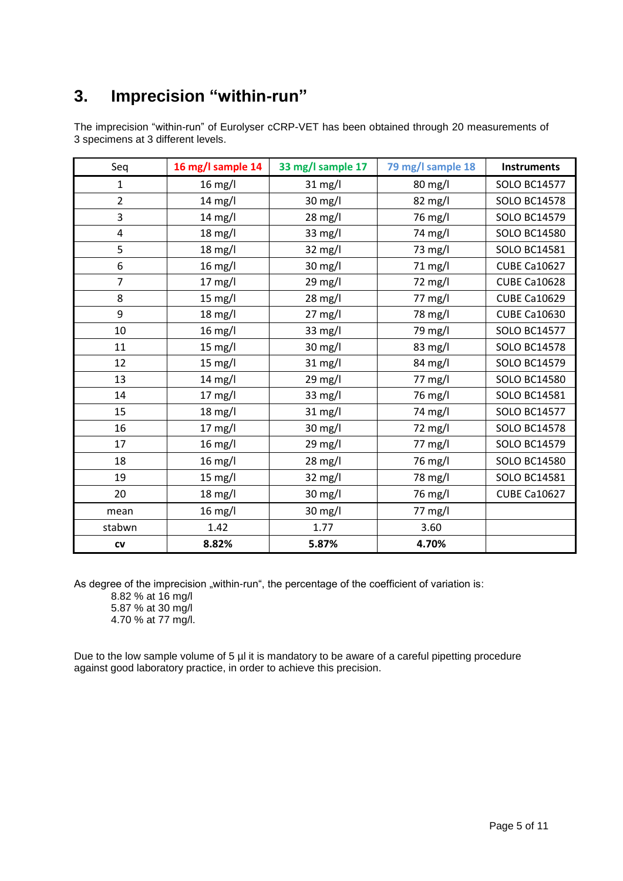## 3. Imprecision “within-run”

The imprecision “within-run” of Eurolyser cCRP-VET has been obtained through 20 measurements of 3 specimens at 3 different levels.

| Seq | 16 mg/l sample 14 | 33 mg/l sample 17 | 79 mg/l sample 18 | Instruments |
|---|---|---|---|---|
| 1 | 16 mg/l | 31 mg/l | 80 mg/l | SOLO BC14577 |
| 2 | 14 mg/l | 30 mg/l | 82 mg/l | SOLO BC14578 |
| 3 | 14 mg/l | 28 mg/l | 76 mg/l | SOLO BC14579 |
| 4 | 18 mg/l | 33 mg/l | 74 mg/l | SOLO BC14580 |
| 5 | 18 mg/l | 32 mg/l | 73 mg/l | SOLO BC14581 |
| 6 | 16 mg/l | 30 mg/l | 71 mg/l | CUBE Ca10627 |
| 7 | 17 mg/l | 29 mg/l | 72 mg/l | CUBE Ca10628 |
| 8 | 15 mg/l | 28 mg/l | 77 mg/l | CUBE Ca10629 |
| 9 | 18 mg/l | 27 mg/l | 78 mg/l | CUBE Ca10630 |
| 10 | 16 mg/l | 33 mg/l | 79 mg/l | SOLO BC14577 |
| 11 | 15 mg/l | 30 mg/l | 83 mg/l | SOLO BC14578 |
| 12 | 15 mg/l | 31 mg/l | 84 mg/l | SOLO BC14579 |
| 13 | 14 mg/l | 29 mg/l | 77 mg/l | SOLO BC14580 |
| 14 | 17 mg/l | 33 mg/l | 76 mg/l | SOLO BC14581 |
| 15 | 18 mg/l | 31 mg/l | 74 mg/l | SOLO BC14577 |
| 16 | 17 mg/l | 30 mg/l | 72 mg/l | SOLO BC14578 |
| 17 | 16 mg/l | 29 mg/l | 77 mg/l | SOLO BC14579 |
| 18 | 16 mg/l | 28 mg/l | 76 mg/l | SOLO BC14580 |
| 19 | 15 mg/l | 32 mg/l | 78 mg/l | SOLO BC14581 |
| 20 | 18 mg/l | 30 mg/l | 76 mg/l | CUBE Ca10627 |
| mean | 16 mg/l | 30 mg/l | 77 mg/l | |
| stabwn | 1.42 | 1.77 | 3.60 | |
| **cv** | **8.82%** | **5.87%** | **4.70%** | |

As degree of the imprecision „within-run“, the percentage of the coefficient of variation is:

8.82 % at 16 mg/l
5.87 % at 30 mg/l
4.70 % at 77 mg/l.

Due to the low sample volume of 5 µl it is mandatory to be aware of a careful pipetting procedure against good laboratory practice, in order to achieve this precision.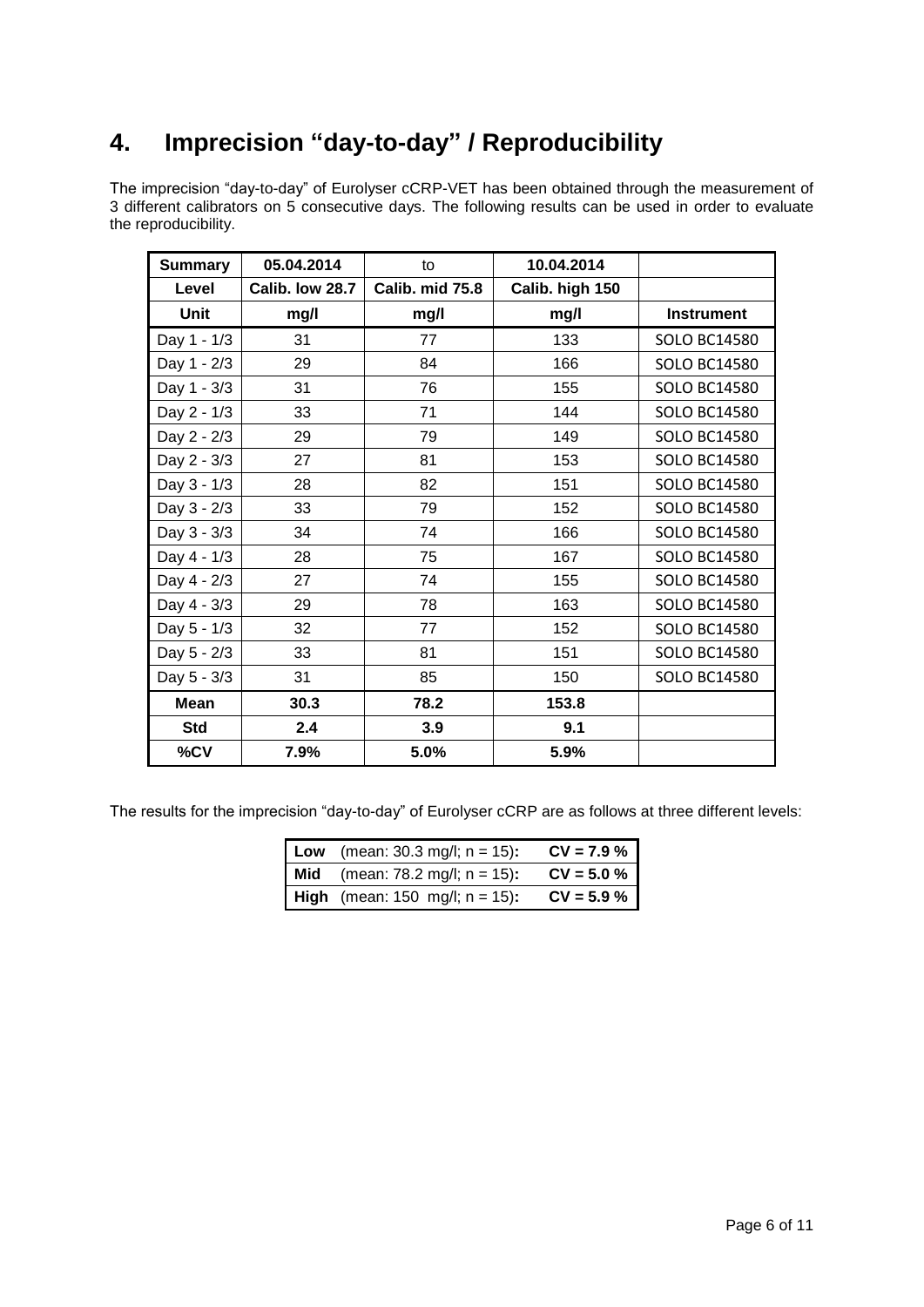# 4. Imprecision “day-to-day” / Reproducibility

The imprecision “day-to-day” of Eurolyser cCRP-VET has been obtained through the measurement of 3 different calibrators on 5 consecutive days. The following results can be used in order to evaluate the reproducibility.

| **Summary** | **05.04.2014** | to | **10.04.2014** | |
|---|---|---|---|---|
| **Level** | **Calib. low 28.7** | **Calib. mid 75.8** | **Calib. high 150** | |
| **Unit** | **mg/l** | **mg/l** | **mg/l** | **Instrument** |
| Day 1 - 1/3 | 31 | 77 | 133 | SOLO BC14580 |
| Day 1 - 2/3 | 29 | 84 | 166 | SOLO BC14580 |
| Day 1 - 3/3 | 31 | 76 | 155 | SOLO BC14580 |
| Day 2 - 1/3 | 33 | 71 | 144 | SOLO BC14580 |
| Day 2 - 2/3 | 29 | 79 | 149 | SOLO BC14580 |
| Day 2 - 3/3 | 27 | 81 | 153 | SOLO BC14580 |
| Day 3 - 1/3 | 28 | 82 | 151 | SOLO BC14580 |
| Day 3 - 2/3 | 33 | 79 | 152 | SOLO BC14580 |
| Day 3 - 3/3 | 34 | 74 | 166 | SOLO BC14580 |
| Day 4 - 1/3 | 28 | 75 | 167 | SOLO BC14580 |
| Day 4 - 2/3 | 27 | 74 | 155 | SOLO BC14580 |
| Day 4 - 3/3 | 29 | 78 | 163 | SOLO BC14580 |
| Day 5 - 1/3 | 32 | 77 | 152 | SOLO BC14580 |
| Day 5 - 2/3 | 33 | 81 | 151 | SOLO BC14580 |
| Day 5 - 3/3 | 31 | 85 | 150 | SOLO BC14580 |
| **Mean** | **30.3** | **78.2** | **153.8** | |
| **Std** | **2.4** | **3.9** | **9.1** | |
| **%CV** | **7.9%** | **5.0%** | **5.9%** | |

The results for the imprecision “day-to-day” of Eurolyser cCRP are as follows at three different levels:

| | | |
|---|---|---|
| **Low** | (mean: 30.3 mg/l; n = 15)**:** | **CV = 7.9 %** |
| **Mid** | (mean: 78.2 mg/l; n = 15)**:** | **CV = 5.0 %** |
| **High** | (mean: 150 mg/l; n = 15)**:** | **CV = 5.9 %** |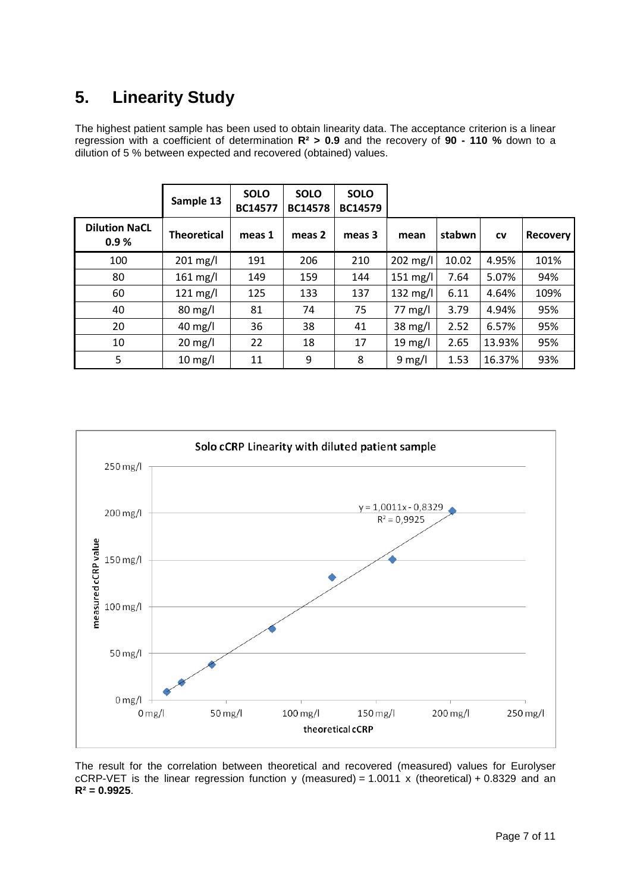# 5. Linearity Study

The highest patient sample has been used to obtain linearity data. The acceptance criterion is a linear regression with a coefficient of determination **$R^2$ > 0.9** and the recovery of **90 - 110 %** down to a dilution of 5 % between expected and recovered (obtained) values.

| | Sample 13 | SOLO BC14577 | SOLO BC14578 | SOLO BC14579 | | | | |
|---|---|---|---|---|---|---|---|---|
| **Dilution NaCL 0.9 %** | **Theoretical** | **meas 1** | **meas 2** | **meas 3** | **mean** | **stabwn** | **cv** | **Recovery** |
| 100 | 201 mg/l | 191 | 206 | 210 | 202 mg/l | 10.02 | 4.95% | 101% |
| 80 | 161 mg/l | 149 | 159 | 144 | 151 mg/l | 7.64 | 5.07% | 94% |
| 60 | 121 mg/l | 125 | 133 | 137 | 132 mg/l | 6.11 | 4.64% | 109% |
| 40 | 80 mg/l | 81 | 74 | 75 | 77 mg/l | 3.79 | 4.94% | 95% |
| 20 | 40 mg/l | 36 | 38 | 41 | 38 mg/l | 2.52 | 6.57% | 95% |
| 10 | 20 mg/l | 22 | 18 | 17 | 19 mg/l | 2.65 | 13.93% | 95% |
| 5 | 10 mg/l | 11 | 9 | 8 | 9 mg/l | 1.53 | 16.37% | 93% |

Solo cCRP Linearity with diluted patient sample

$y = 1{,}0011x - 0{,}8329$

$R^2 = 0{,}9925$

The result for the correlation between theoretical and recovered (measured) values for Eurolyser cCRP-VET is the linear regression function y (measured) = 1.0011 x (theoretical) + 0.8329 and an **$R^2$ = 0.9925**.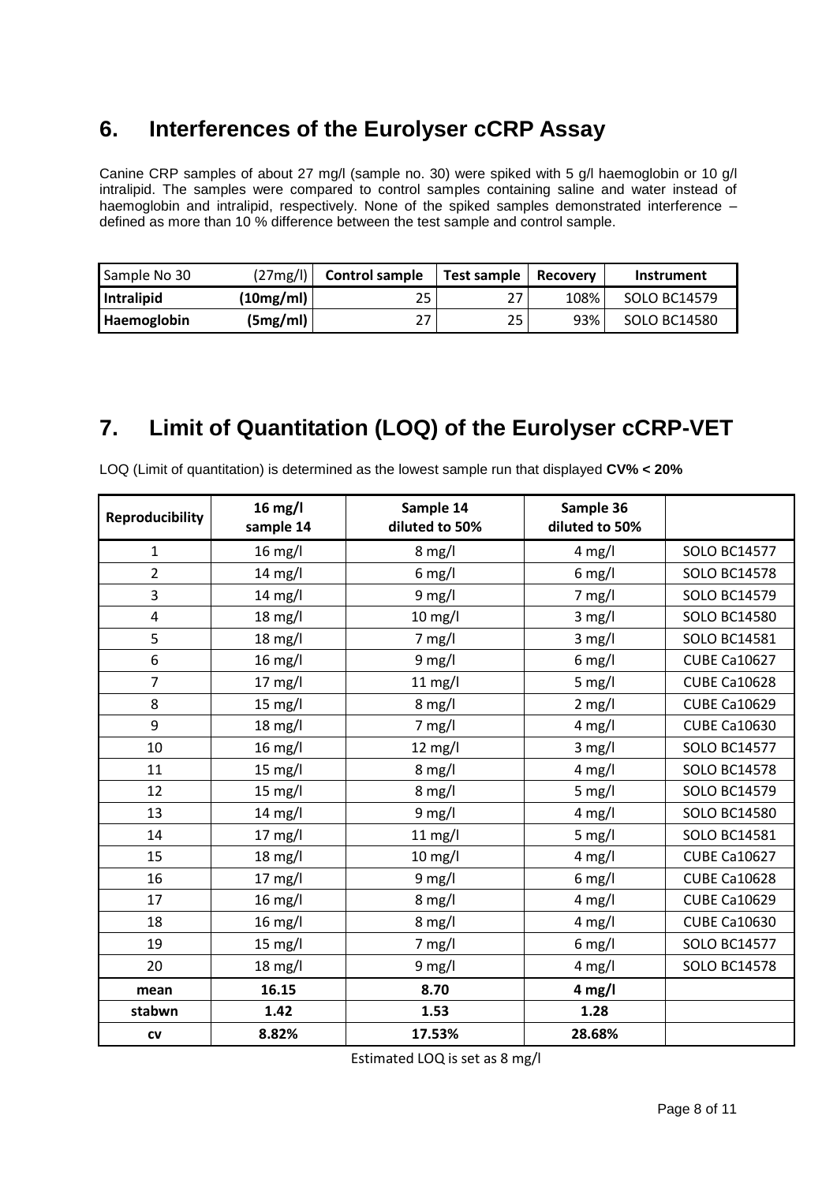## 6. Interferences of the Eurolyser cCRP Assay

Canine CRP samples of about 27 mg/l (sample no. 30) were spiked with 5 g/l haemoglobin or 10 g/l intralipid. The samples were compared to control samples containing saline and water instead of haemoglobin and intralipid, respectively. None of the spiked samples demonstrated interference – defined as more than 10 % difference between the test sample and control sample.

| Sample No 30 | (27mg/l) | Control sample | Test sample | Recovery | Instrument |
|---|---|---|---|---|---|
| **Intralipid** | **(10mg/ml)** | 25 | 27 | 108% | SOLO BC14579 |
| **Haemoglobin** | **(5mg/ml)** | 27 | 25 | 93% | SOLO BC14580 |

## 7. Limit of Quantitation (LOQ) of the Eurolyser cCRP-VET

LOQ (Limit of quantitation) is determined as the lowest sample run that displayed **CV% < 20%**

| Reproducibility | 16 mg/l sample 14 | Sample 14 diluted to 50% | Sample 36 diluted to 50% | |
|---|---|---|---|---|
| 1 | 16 mg/l | 8 mg/l | 4 mg/l | SOLO BC14577 |
| 2 | 14 mg/l | 6 mg/l | 6 mg/l | SOLO BC14578 |
| 3 | 14 mg/l | 9 mg/l | 7 mg/l | SOLO BC14579 |
| 4 | 18 mg/l | 10 mg/l | 3 mg/l | SOLO BC14580 |
| 5 | 18 mg/l | 7 mg/l | 3 mg/l | SOLO BC14581 |
| 6 | 16 mg/l | 9 mg/l | 6 mg/l | CUBE Ca10627 |
| 7 | 17 mg/l | 11 mg/l | 5 mg/l | CUBE Ca10628 |
| 8 | 15 mg/l | 8 mg/l | 2 mg/l | CUBE Ca10629 |
| 9 | 18 mg/l | 7 mg/l | 4 mg/l | CUBE Ca10630 |
| 10 | 16 mg/l | 12 mg/l | 3 mg/l | SOLO BC14577 |
| 11 | 15 mg/l | 8 mg/l | 4 mg/l | SOLO BC14578 |
| 12 | 15 mg/l | 8 mg/l | 5 mg/l | SOLO BC14579 |
| 13 | 14 mg/l | 9 mg/l | 4 mg/l | SOLO BC14580 |
| 14 | 17 mg/l | 11 mg/l | 5 mg/l | SOLO BC14581 |
| 15 | 18 mg/l | 10 mg/l | 4 mg/l | CUBE Ca10627 |
| 16 | 17 mg/l | 9 mg/l | 6 mg/l | CUBE Ca10628 |
| 17 | 16 mg/l | 8 mg/l | 4 mg/l | CUBE Ca10629 |
| 18 | 16 mg/l | 8 mg/l | 4 mg/l | CUBE Ca10630 |
| 19 | 15 mg/l | 7 mg/l | 6 mg/l | SOLO BC14577 |
| 20 | 18 mg/l | 9 mg/l | 4 mg/l | SOLO BC14578 |
| **mean** | **16.15** | **8.70** | **4 mg/l** | |
| **stabwn** | **1.42** | **1.53** | **1.28** | |
| **cv** | **8.82%** | **17.53%** | **28.68%** | |

Estimated LOQ is set as 8 mg/l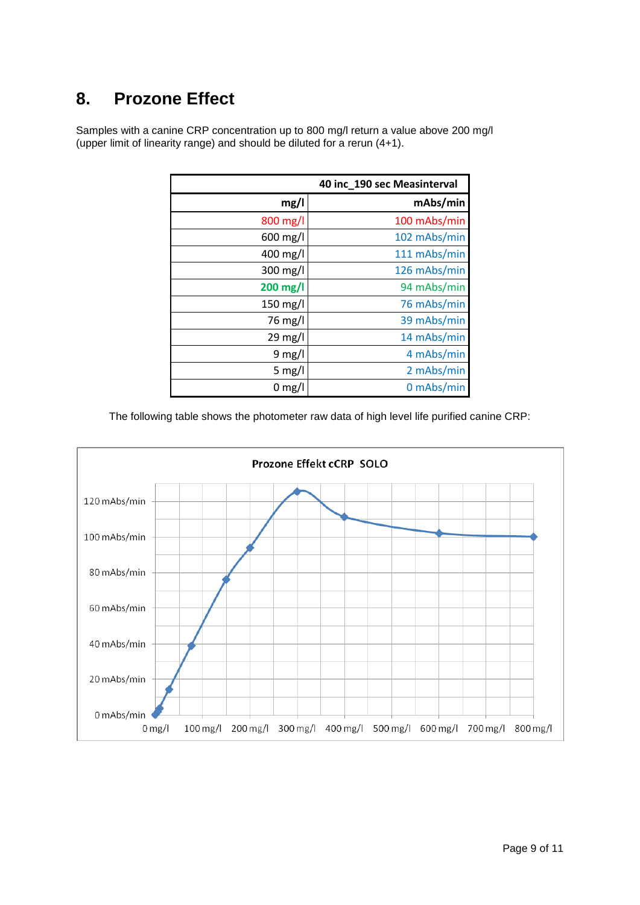# 8. Prozone Effect

Samples with a canine CRP concentration up to 800 mg/l return a value above 200 mg/l (upper limit of linearity range) and should be diluted for a rerun (4+1).

| | 40 inc_190 sec Measinterval |
|---:|---:|
| **mg/l** | **mAbs/min** |
| 800 mg/l | 100 mAbs/min |
| 600 mg/l | 102 mAbs/min |
| 400 mg/l | 111 mAbs/min |
| 300 mg/l | 126 mAbs/min |
| **200 mg/l** | 94 mAbs/min |
| 150 mg/l | 76 mAbs/min |
| 76 mg/l | 39 mAbs/min |
| 29 mg/l | 14 mAbs/min |
| 9 mg/l | 4 mAbs/min |
| 5 mg/l | 2 mAbs/min |
| 0 mg/l | 0 mAbs/min |

The following table shows the photometer raw data of high level life purified canine CRP:

**Prozone Effekt cCRP SOLO**

(Chart: y-axis 0 mAbs/min to 120 mAbs/min; x-axis 0 mg/l to 800 mg/l)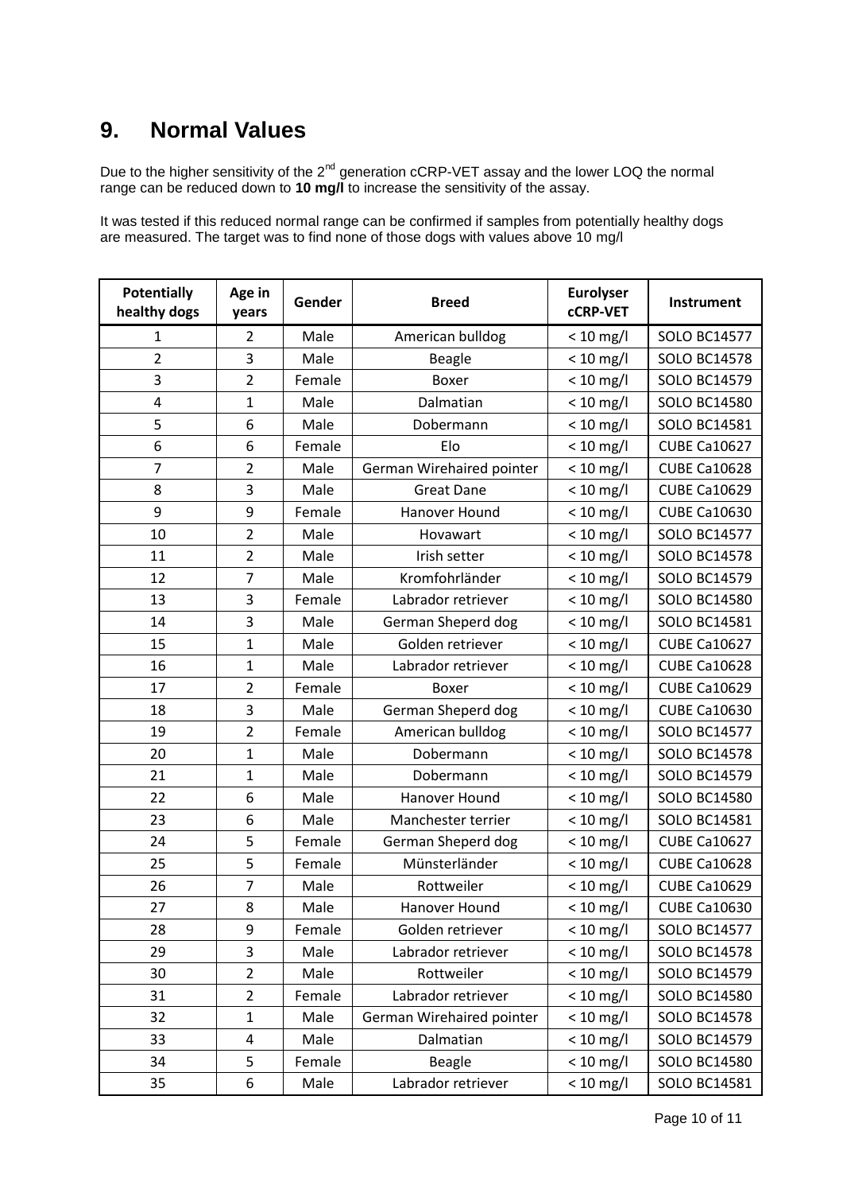# 9. Normal Values

Due to the higher sensitivity of the 2nd generation cCRP-VET assay and the lower LOQ the normal range can be reduced down to **10 mg/l** to increase the sensitivity of the assay.

It was tested if this reduced normal range can be confirmed if samples from potentially healthy dogs are measured. The target was to find none of those dogs with values above 10 mg/l

| Potentially healthy dogs | Age in years | Gender | Breed | Eurolyser cCRP-VET | Instrument |
|---|---|---|---|---|---|
| 1 | 2 | Male | American bulldog | < 10 mg/l | SOLO BC14577 |
| 2 | 3 | Male | Beagle | < 10 mg/l | SOLO BC14578 |
| 3 | 2 | Female | Boxer | < 10 mg/l | SOLO BC14579 |
| 4 | 1 | Male | Dalmatian | < 10 mg/l | SOLO BC14580 |
| 5 | 6 | Male | Dobermann | < 10 mg/l | SOLO BC14581 |
| 6 | 6 | Female | Elo | < 10 mg/l | CUBE Ca10627 |
| 7 | 2 | Male | German Wirehaired pointer | < 10 mg/l | CUBE Ca10628 |
| 8 | 3 | Male | Great Dane | < 10 mg/l | CUBE Ca10629 |
| 9 | 9 | Female | Hanover Hound | < 10 mg/l | CUBE Ca10630 |
| 10 | 2 | Male | Hovawart | < 10 mg/l | SOLO BC14577 |
| 11 | 2 | Male | Irish setter | < 10 mg/l | SOLO BC14578 |
| 12 | 7 | Male | Kromfohrländer | < 10 mg/l | SOLO BC14579 |
| 13 | 3 | Female | Labrador retriever | < 10 mg/l | SOLO BC14580 |
| 14 | 3 | Male | German Sheperd dog | < 10 mg/l | SOLO BC14581 |
| 15 | 1 | Male | Golden retriever | < 10 mg/l | CUBE Ca10627 |
| 16 | 1 | Male | Labrador retriever | < 10 mg/l | CUBE Ca10628 |
| 17 | 2 | Female | Boxer | < 10 mg/l | CUBE Ca10629 |
| 18 | 3 | Male | German Sheperd dog | < 10 mg/l | CUBE Ca10630 |
| 19 | 2 | Female | American bulldog | < 10 mg/l | SOLO BC14577 |
| 20 | 1 | Male | Dobermann | < 10 mg/l | SOLO BC14578 |
| 21 | 1 | Male | Dobermann | < 10 mg/l | SOLO BC14579 |
| 22 | 6 | Male | Hanover Hound | < 10 mg/l | SOLO BC14580 |
| 23 | 6 | Male | Manchester terrier | < 10 mg/l | SOLO BC14581 |
| 24 | 5 | Female | German Sheperd dog | < 10 mg/l | CUBE Ca10627 |
| 25 | 5 | Female | Münsterländer | < 10 mg/l | CUBE Ca10628 |
| 26 | 7 | Male | Rottweiler | < 10 mg/l | CUBE Ca10629 |
| 27 | 8 | Male | Hanover Hound | < 10 mg/l | CUBE Ca10630 |
| 28 | 9 | Female | Golden retriever | < 10 mg/l | SOLO BC14577 |
| 29 | 3 | Male | Labrador retriever | < 10 mg/l | SOLO BC14578 |
| 30 | 2 | Male | Rottweiler | < 10 mg/l | SOLO BC14579 |
| 31 | 2 | Female | Labrador retriever | < 10 mg/l | SOLO BC14580 |
| 32 | 1 | Male | German Wirehaired pointer | < 10 mg/l | SOLO BC14578 |
| 33 | 4 | Male | Dalmatian | < 10 mg/l | SOLO BC14579 |
| 34 | 5 | Female | Beagle | < 10 mg/l | SOLO BC14580 |
| 35 | 6 | Male | Labrador retriever | < 10 mg/l | SOLO BC14581 |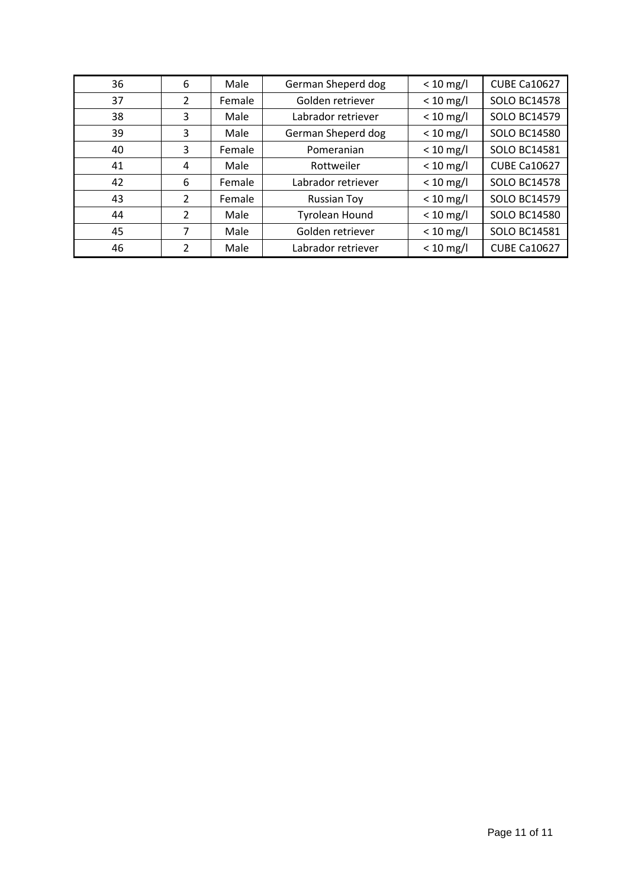| | | | | | |
|---|---|---|---|---|---|
| 36 | 6 | Male | German Sheperd dog | < 10 mg/l | CUBE Ca10627 |
| 37 | 2 | Female | Golden retriever | < 10 mg/l | SOLO BC14578 |
| 38 | 3 | Male | Labrador retriever | < 10 mg/l | SOLO BC14579 |
| 39 | 3 | Male | German Sheperd dog | < 10 mg/l | SOLO BC14580 |
| 40 | 3 | Female | Pomeranian | < 10 mg/l | SOLO BC14581 |
| 41 | 4 | Male | Rottweiler | < 10 mg/l | CUBE Ca10627 |
| 42 | 6 | Female | Labrador retriever | < 10 mg/l | SOLO BC14578 |
| 43 | 2 | Female | Russian Toy | < 10 mg/l | SOLO BC14579 |
| 44 | 2 | Male | Tyrolean Hound | < 10 mg/l | SOLO BC14580 |
| 45 | 7 | Male | Golden retriever | < 10 mg/l | SOLO BC14581 |
| 46 | 2 | Male | Labrador retriever | < 10 mg/l | CUBE Ca10627 |